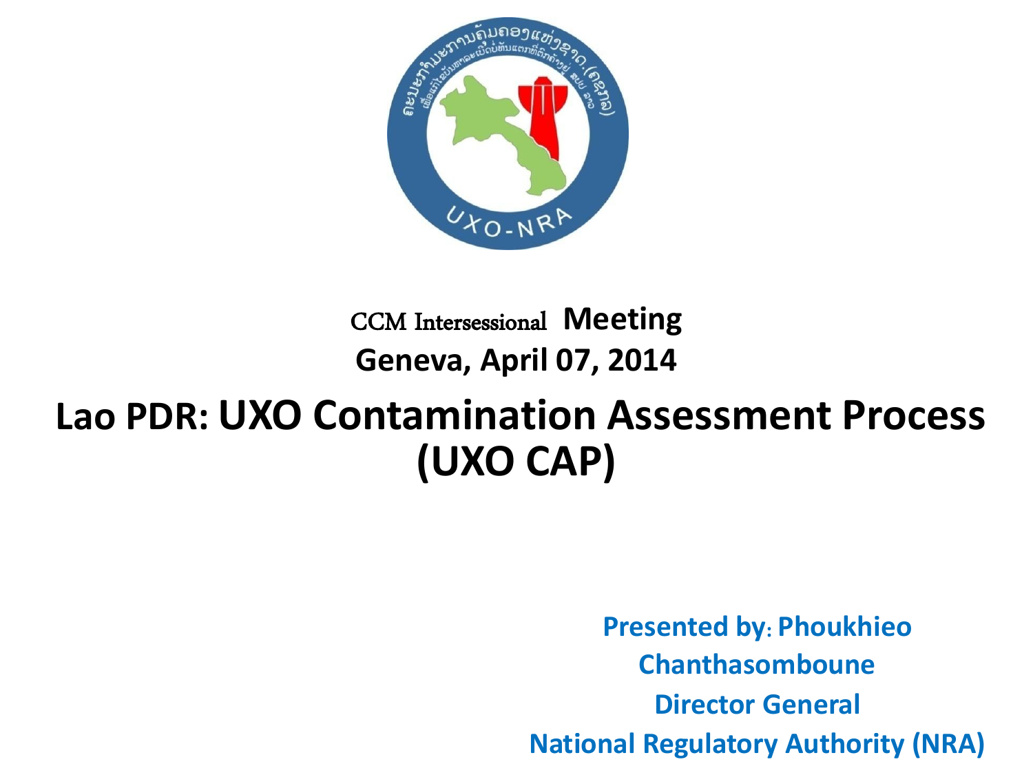CCM Intersessional **Meeting**

**Geneva, April 07, 2014**

# Lao PDR: UXO Contamination Assessment Process (UXO CAP)

**Presented by: Phoukhieo Chanthasomboune**

**Director General**

**National Regulatory Authority (NRA)**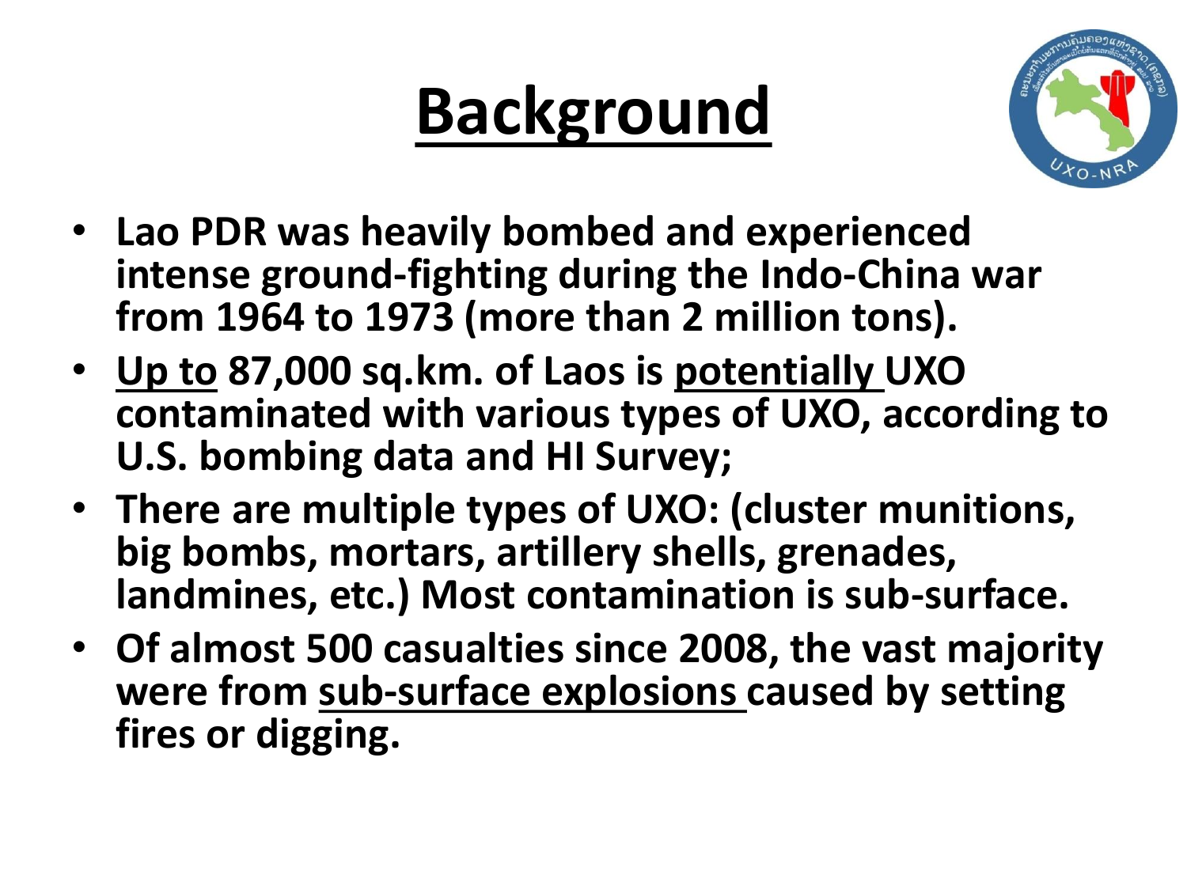# Background

- **Lao PDR was heavily bombed and experienced intense ground-fighting during the Indo-China war from 1964 to 1973 (more than 2 million tons).**
- **Up to 87,000 sq.km. of Laos is potentially UXO contaminated with various types of UXO, according to U.S. bombing data and HI Survey;**
- **There are multiple types of UXO: (cluster munitions, big bombs, mortars, artillery shells, grenades, landmines, etc.) Most contamination is sub-surface.**
- **Of almost 500 casualties since 2008, the vast majority were from sub-surface explosions caused by setting fires or digging.**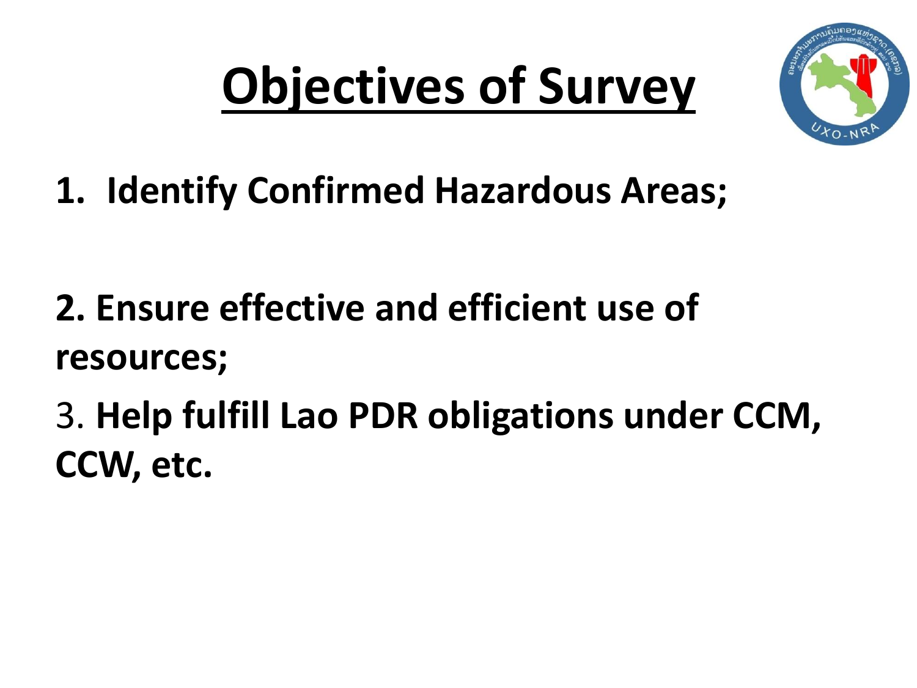# Objectives of Survey

1. **Identify Confirmed Hazardous Areas;**

2. **Ensure effective and efficient use of resources;**

3. **Help fulfill Lao PDR obligations under CCM, CCW, etc.**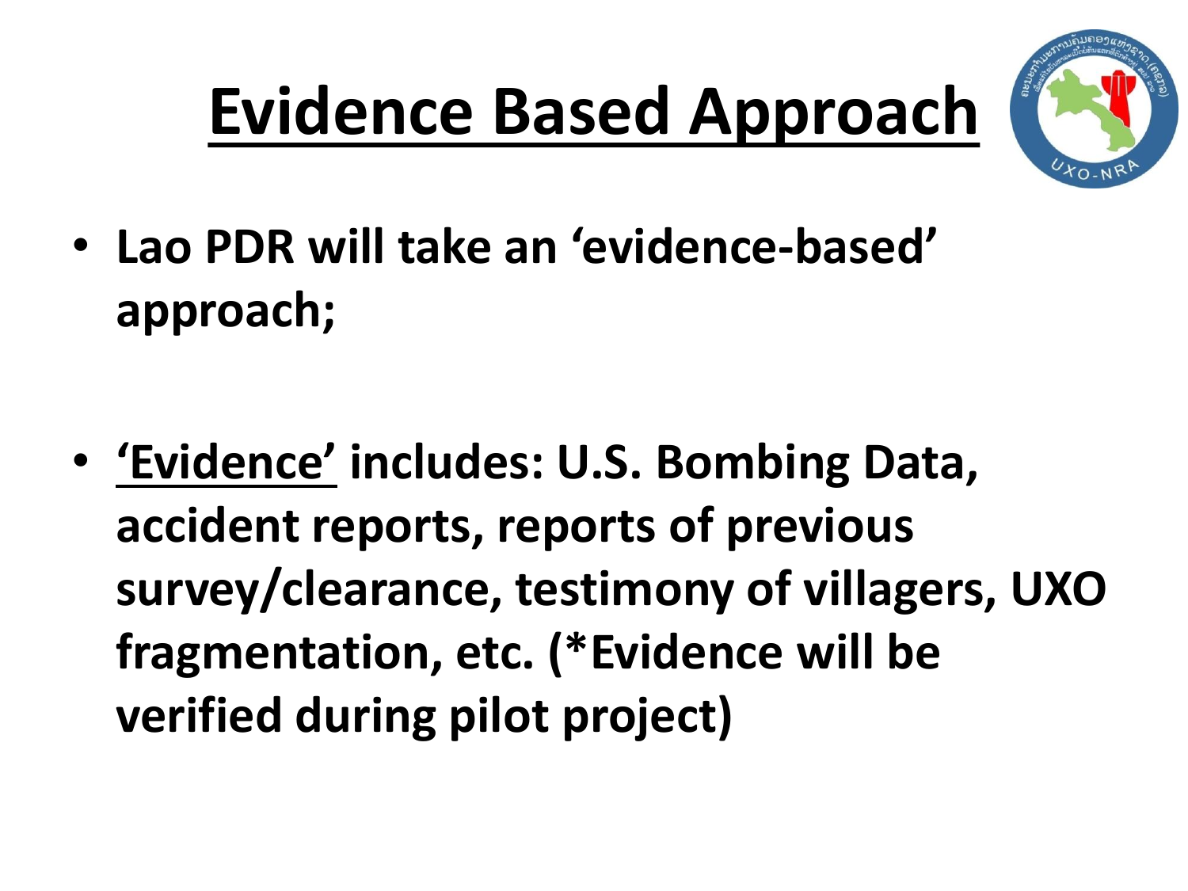# Evidence Based Approach

- **Lao PDR will take an 'evidence-based' approach;**

- **<u>'Evidence'</u> includes: U.S. Bombing Data, accident reports, reports of previous survey/clearance, testimony of villagers, UXO fragmentation, etc. (*Evidence will be verified during pilot project)**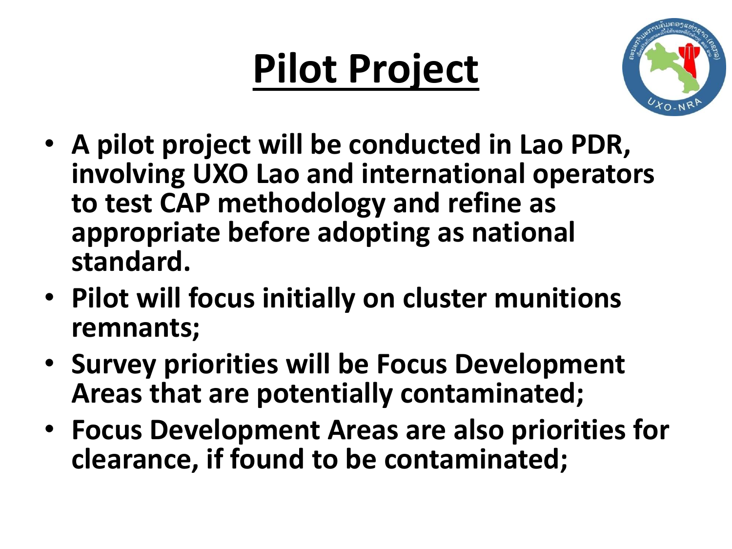# Pilot Project

- **A pilot project will be conducted in Lao PDR, involving UXO Lao and international operators to test CAP methodology and refine as appropriate before adopting as national standard.**
- **Pilot will focus initially on cluster munitions remnants;**
- **Survey priorities will be Focus Development Areas that are potentially contaminated;**
- **Focus Development Areas are also priorities for clearance, if found to be contaminated;**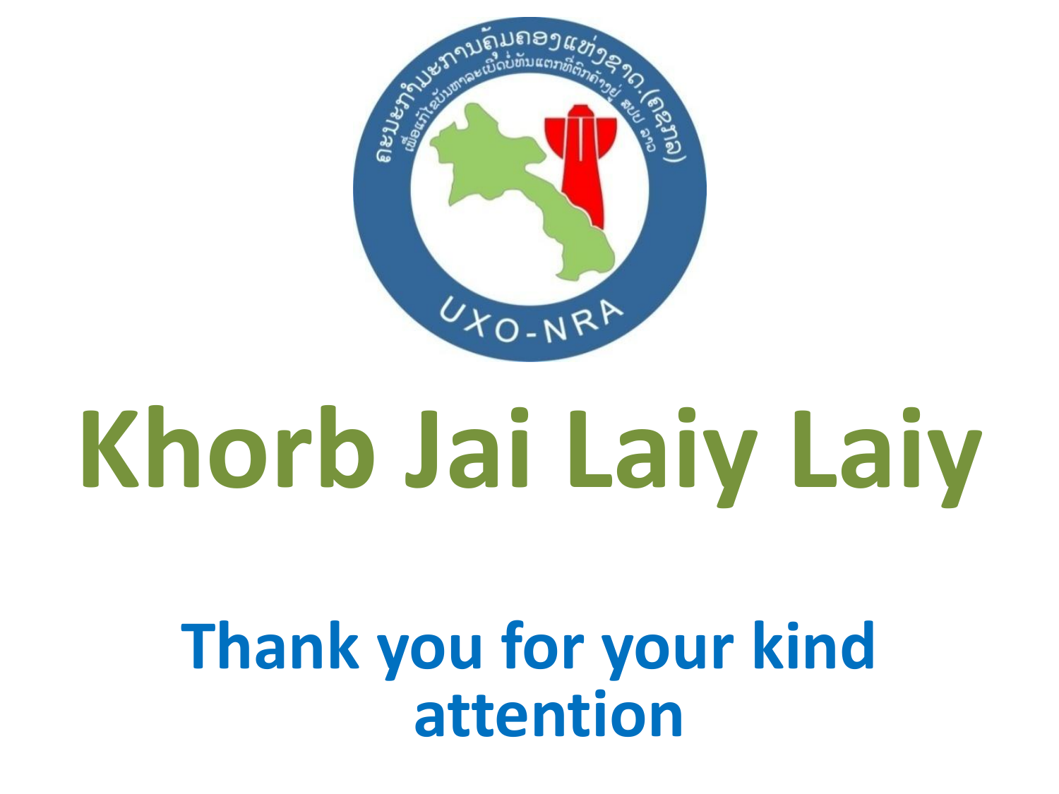# Khorb Jai Laiy Laiy

## Thank you for your kind attention